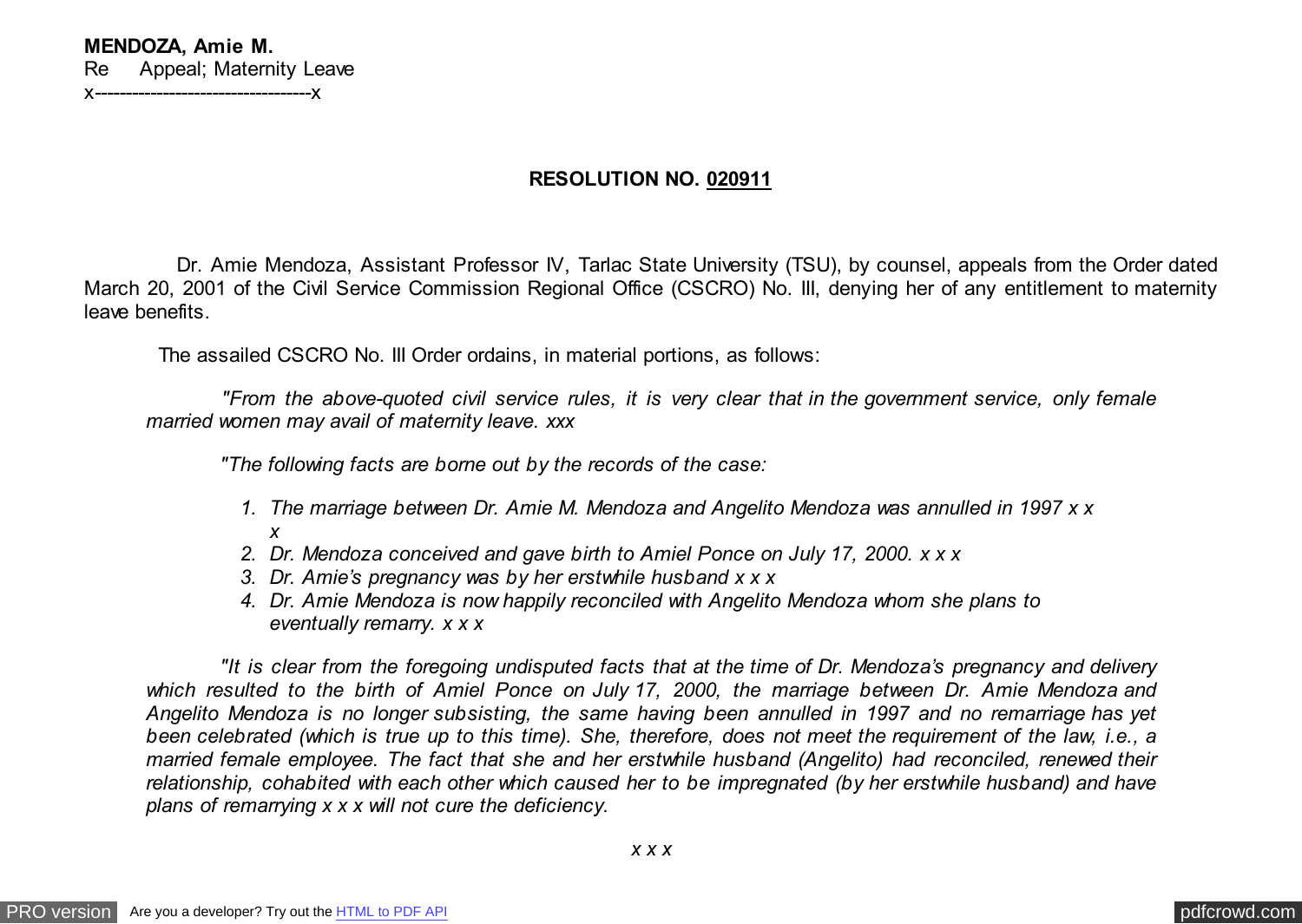**MENDOZA, Amie M.**
Re Appeal; Maternity Leave
x-----------------------------------x

**RESOLUTION NO. 020911**

Dr. Amie Mendoza, Assistant Professor IV, Tarlac State University (TSU), by counsel, appeals from the Order dated March 20, 2001 of the Civil Service Commission Regional Office (CSCRO) No. III, denying her of any entitlement to maternity leave benefits.

The assailed CSCRO No. III Order ordains, in material portions, as follows:

> *"From the above-quoted civil service rules, it is very clear that in the government service, only female married women may avail of maternity leave. xxx*
>
> *"The following facts are borne out by the records of the case:*
>
> 1. *The marriage between Dr. Amie M. Mendoza and Angelito Mendoza was annulled in 1997 x x x*
> 2. *Dr. Mendoza conceived and gave birth to Amiel Ponce on July 17, 2000. x x x*
> 3. *Dr. Amie's pregnancy was by her erstwhile husband x x x*
> 4. *Dr. Amie Mendoza is now happily reconciled with Angelito Mendoza whom she plans to eventually remarry. x x x*
>
> *"It is clear from the foregoing undisputed facts that at the time of Dr. Mendoza's pregnancy and delivery which resulted to the birth of Amiel Ponce on July 17, 2000, the marriage between Dr. Amie Mendoza and Angelito Mendoza is no longer subsisting, the same having been annulled in 1997 and no remarriage has yet been celebrated (which is true up to this time). She, therefore, does not meet the requirement of the law, i.e., a married female employee. The fact that she and her erstwhile husband (Angelito) had reconciled, renewed their relationship, cohabited with each other which caused her to be impregnated (by her erstwhile husband) and have plans of remarrying x x x will not cure the deficiency.*
>
> *x x x*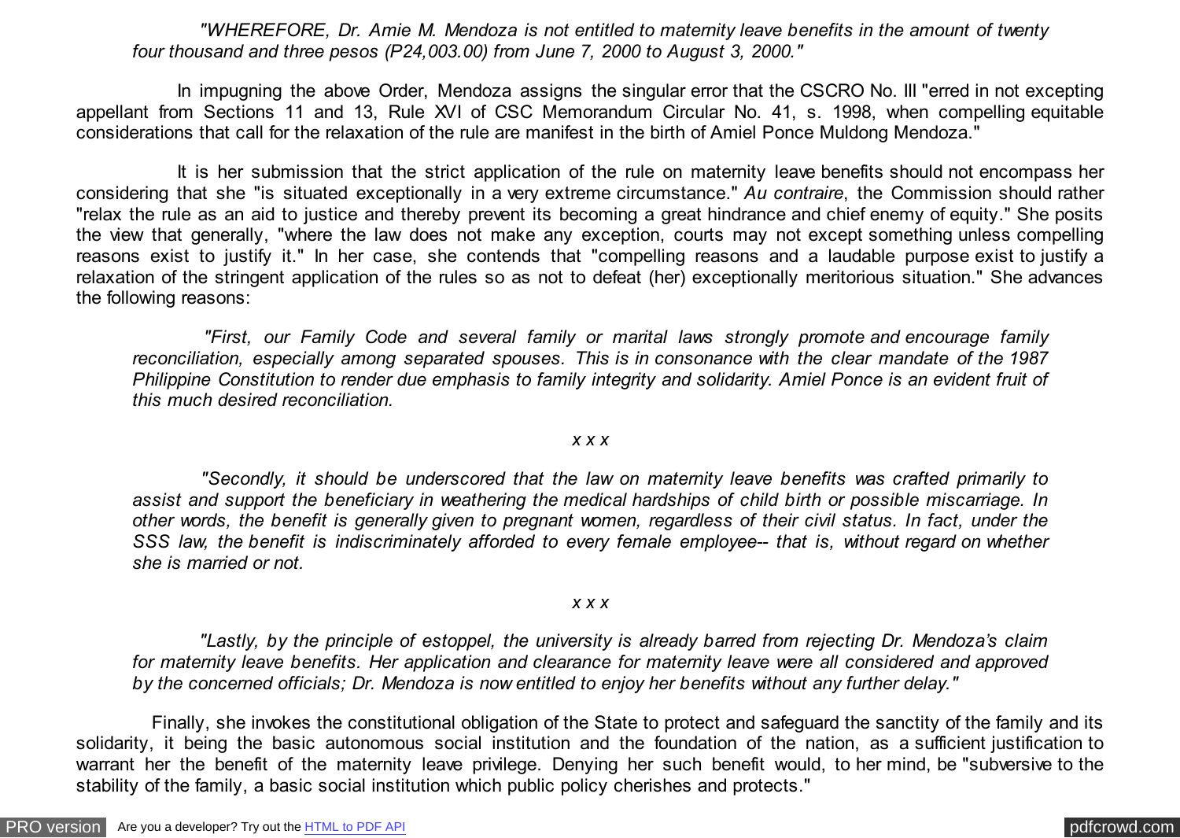*"WHEREFORE, Dr. Amie M. Mendoza is not entitled to maternity leave benefits in the amount of twenty four thousand and three pesos (P24,003.00) from June 7, 2000 to August 3, 2000."*

In impugning the above Order, Mendoza assigns the singular error that the CSCRO No. III "erred in not excepting appellant from Sections 11 and 13, Rule XVI of CSC Memorandum Circular No. 41, s. 1998, when compelling equitable considerations that call for the relaxation of the rule are manifest in the birth of Amiel Ponce Muldong Mendoza."

It is her submission that the strict application of the rule on maternity leave benefits should not encompass her considering that she "is situated exceptionally in a very extreme circumstance." *Au contraire*, the Commission should rather "relax the rule as an aid to justice and thereby prevent its becoming a great hindrance and chief enemy of equity." She posits the view that generally, "where the law does not make any exception, courts may not except something unless compelling reasons exist to justify it." In her case, she contends that "compelling reasons and a laudable purpose exist to justify a relaxation of the stringent application of the rules so as not to defeat (her) exceptionally meritorious situation." She advances the following reasons:

*"First, our Family Code and several family or marital laws strongly promote and encourage family reconciliation, especially among separated spouses. This is in consonance with the clear mandate of the 1987 Philippine Constitution to render due emphasis to family integrity and solidarity. Amiel Ponce is an evident fruit of this much desired reconciliation.*

*x x x*

*"Secondly, it should be underscored that the law on maternity leave benefits was crafted primarily to assist and support the beneficiary in weathering the medical hardships of child birth or possible miscarriage. In other words, the benefit is generally given to pregnant women, regardless of their civil status. In fact, under the SSS law, the benefit is indiscriminately afforded to every female employee-- that is, without regard on whether she is married or not.*

*x x x*

*"Lastly, by the principle of estoppel, the university is already barred from rejecting Dr. Mendoza's claim for maternity leave benefits. Her application and clearance for maternity leave were all considered and approved by the concerned officials; Dr. Mendoza is now entitled to enjoy her benefits without any further delay."*

Finally, she invokes the constitutional obligation of the State to protect and safeguard the sanctity of the family and its solidarity, it being the basic autonomous social institution and the foundation of the nation, as a sufficient justification to warrant her the benefit of the maternity leave privilege. Denying her such benefit would, to her mind, be "subversive to the stability of the family, a basic social institution which public policy cherishes and protects."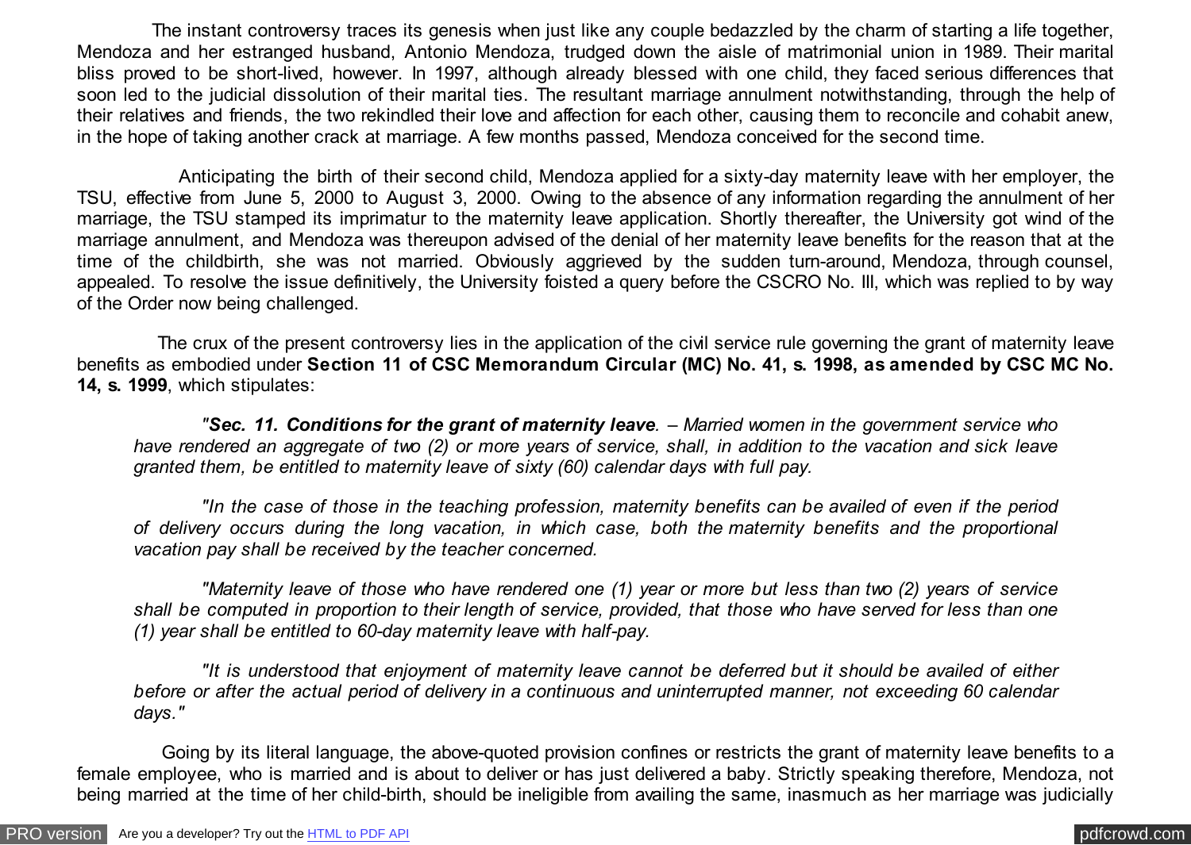The instant controversy traces its genesis when just like any couple bedazzled by the charm of starting a life together, Mendoza and her estranged husband, Antonio Mendoza, trudged down the aisle of matrimonial union in 1989. Their marital bliss proved to be short-lived, however. In 1997, although already blessed with one child, they faced serious differences that soon led to the judicial dissolution of their marital ties. The resultant marriage annulment notwithstanding, through the help of their relatives and friends, the two rekindled their love and affection for each other, causing them to reconcile and cohabit anew, in the hope of taking another crack at marriage. A few months passed, Mendoza conceived for the second time.

Anticipating the birth of their second child, Mendoza applied for a sixty-day maternity leave with her employer, the TSU, effective from June 5, 2000 to August 3, 2000. Owing to the absence of any information regarding the annulment of her marriage, the TSU stamped its imprimatur to the maternity leave application. Shortly thereafter, the University got wind of the marriage annulment, and Mendoza was thereupon advised of the denial of her maternity leave benefits for the reason that at the time of the childbirth, she was not married. Obviously aggrieved by the sudden turn-around, Mendoza, through counsel, appealed. To resolve the issue definitively, the University foisted a query before the CSCRO No. III, which was replied to by way of the Order now being challenged.

The crux of the present controversy lies in the application of the civil service rule governing the grant of maternity leave benefits as embodied under **Section 11 of CSC Memorandum Circular (MC) No. 41, s. 1998, as amended by CSC MC No. 14, s. 1999**, which stipulates:

> *"**Sec. 11. Conditions for the grant of maternity leave**. – Married women in the government service who have rendered an aggregate of two (2) or more years of service, shall, in addition to the vacation and sick leave granted them, be entitled to maternity leave of sixty (60) calendar days with full pay.*
>
> *"In the case of those in the teaching profession, maternity benefits can be availed of even if the period of delivery occurs during the long vacation, in which case, both the maternity benefits and the proportional vacation pay shall be received by the teacher concerned.*
>
> *"Maternity leave of those who have rendered one (1) year or more but less than two (2) years of service shall be computed in proportion to their length of service, provided, that those who have served for less than one (1) year shall be entitled to 60-day maternity leave with half-pay.*
>
> *"It is understood that enjoyment of maternity leave cannot be deferred but it should be availed of either before or after the actual period of delivery in a continuous and uninterrupted manner, not exceeding 60 calendar days."*

Going by its literal language, the above-quoted provision confines or restricts the grant of maternity leave benefits to a female employee, who is married and is about to deliver or has just delivered a baby. Strictly speaking therefore, Mendoza, not being married at the time of her child-birth, should be ineligible from availing the same, inasmuch as her marriage was judicially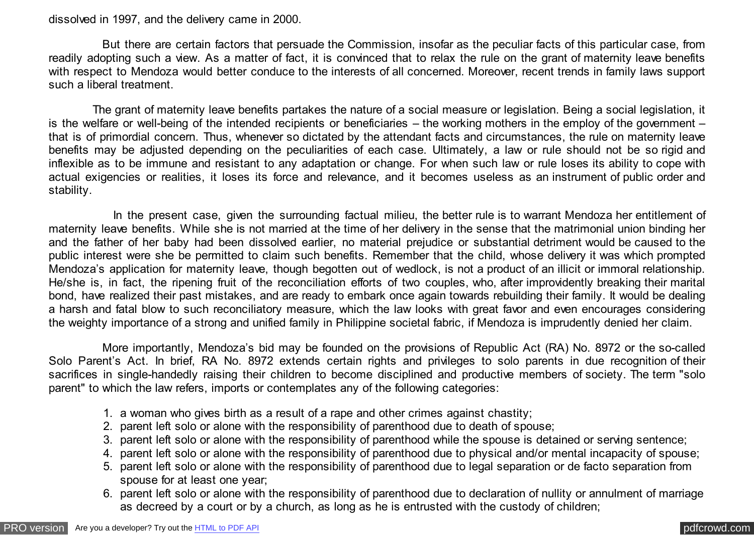dissolved in 1997, and the delivery came in 2000.

But there are certain factors that persuade the Commission, insofar as the peculiar facts of this particular case, from readily adopting such a view. As a matter of fact, it is convinced that to relax the rule on the grant of maternity leave benefits with respect to Mendoza would better conduce to the interests of all concerned. Moreover, recent trends in family laws support such a liberal treatment.

The grant of maternity leave benefits partakes the nature of a social measure or legislation. Being a social legislation, it is the welfare or well-being of the intended recipients or beneficiaries – the working mothers in the employ of the government – that is of primordial concern. Thus, whenever so dictated by the attendant facts and circumstances, the rule on maternity leave benefits may be adjusted depending on the peculiarities of each case. Ultimately, a law or rule should not be so rigid and inflexible as to be immune and resistant to any adaptation or change. For when such law or rule loses its ability to cope with actual exigencies or realities, it loses its force and relevance, and it becomes useless as an instrument of public order and stability.

In the present case, given the surrounding factual milieu, the better rule is to warrant Mendoza her entitlement of maternity leave benefits. While she is not married at the time of her delivery in the sense that the matrimonial union binding her and the father of her baby had been dissolved earlier, no material prejudice or substantial detriment would be caused to the public interest were she be permitted to claim such benefits. Remember that the child, whose delivery it was which prompted Mendoza's application for maternity leave, though begotten out of wedlock, is not a product of an illicit or immoral relationship. He/she is, in fact, the ripening fruit of the reconciliation efforts of two couples, who, after improvidently breaking their marital bond, have realized their past mistakes, and are ready to embark once again towards rebuilding their family. It would be dealing a harsh and fatal blow to such reconciliatory measure, which the law looks with great favor and even encourages considering the weighty importance of a strong and unified family in Philippine societal fabric, if Mendoza is imprudently denied her claim.

More importantly, Mendoza's bid may be founded on the provisions of Republic Act (RA) No. 8972 or the so-called Solo Parent's Act. In brief, RA No. 8972 extends certain rights and privileges to solo parents in due recognition of their sacrifices in single-handedly raising their children to become disciplined and productive members of society. The term "solo parent" to which the law refers, imports or contemplates any of the following categories:

1. a woman who gives birth as a result of a rape and other crimes against chastity;
2. parent left solo or alone with the responsibility of parenthood due to death of spouse;
3. parent left solo or alone with the responsibility of parenthood while the spouse is detained or serving sentence;
4. parent left solo or alone with the responsibility of parenthood due to physical and/or mental incapacity of spouse;
5. parent left solo or alone with the responsibility of parenthood due to legal separation or de facto separation from spouse for at least one year;
6. parent left solo or alone with the responsibility of parenthood due to declaration of nullity or annulment of marriage as decreed by a court or by a church, as long as he is entrusted with the custody of children;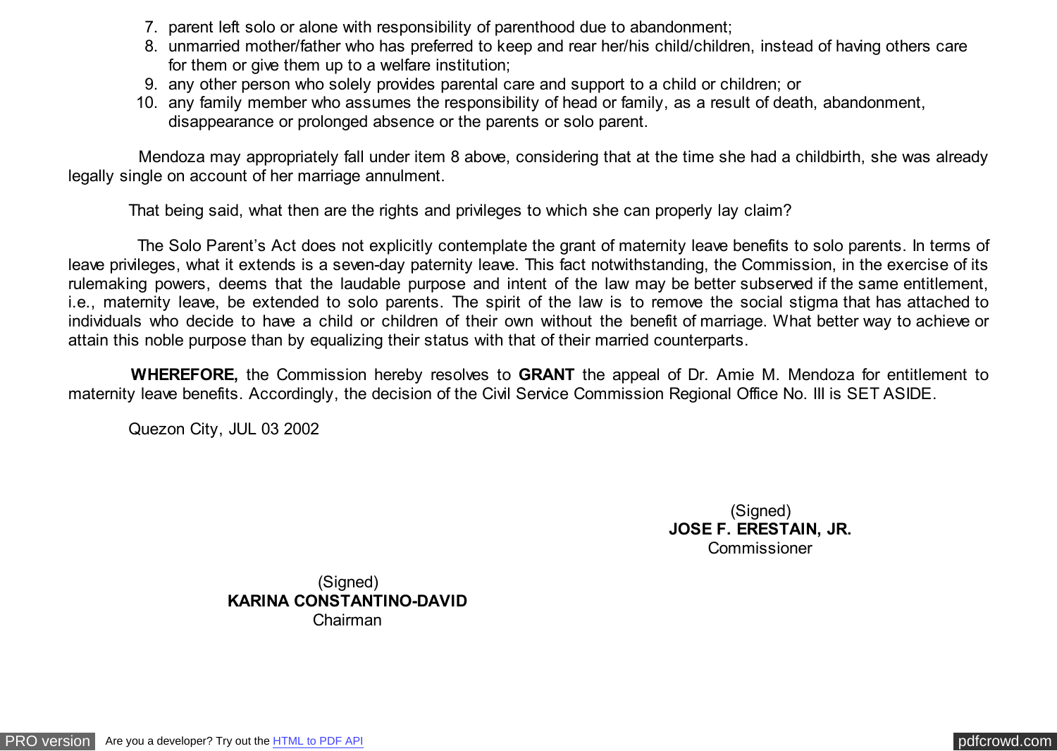7. parent left solo or alone with responsibility of parenthood due to abandonment;
8. unmarried mother/father who has preferred to keep and rear her/his child/children, instead of having others care for them or give them up to a welfare institution;
9. any other person who solely provides parental care and support to a child or children; or
10. any family member who assumes the responsibility of head or family, as a result of death, abandonment, disappearance or prolonged absence or the parents or solo parent.

Mendoza may appropriately fall under item 8 above, considering that at the time she had a childbirth, she was already legally single on account of her marriage annulment.

That being said, what then are the rights and privileges to which she can properly lay claim?

The Solo Parent's Act does not explicitly contemplate the grant of maternity leave benefits to solo parents. In terms of leave privileges, what it extends is a seven-day paternity leave. This fact notwithstanding, the Commission, in the exercise of its rulemaking powers, deems that the laudable purpose and intent of the law may be better subserved if the same entitlement, i.e., maternity leave, be extended to solo parents. The spirit of the law is to remove the social stigma that has attached to individuals who decide to have a child or children of their own without the benefit of marriage. What better way to achieve or attain this noble purpose than by equalizing their status with that of their married counterparts.

**WHEREFORE,** the Commission hereby resolves to **GRANT** the appeal of Dr. Amie M. Mendoza for entitlement to maternity leave benefits. Accordingly, the decision of the Civil Service Commission Regional Office No. III is SET ASIDE.

Quezon City, JUL 03 2002

(Signed)
**JOSE F. ERESTAIN, JR.**
Commissioner

(Signed)
**KARINA CONSTANTINO-DAVID**
Chairman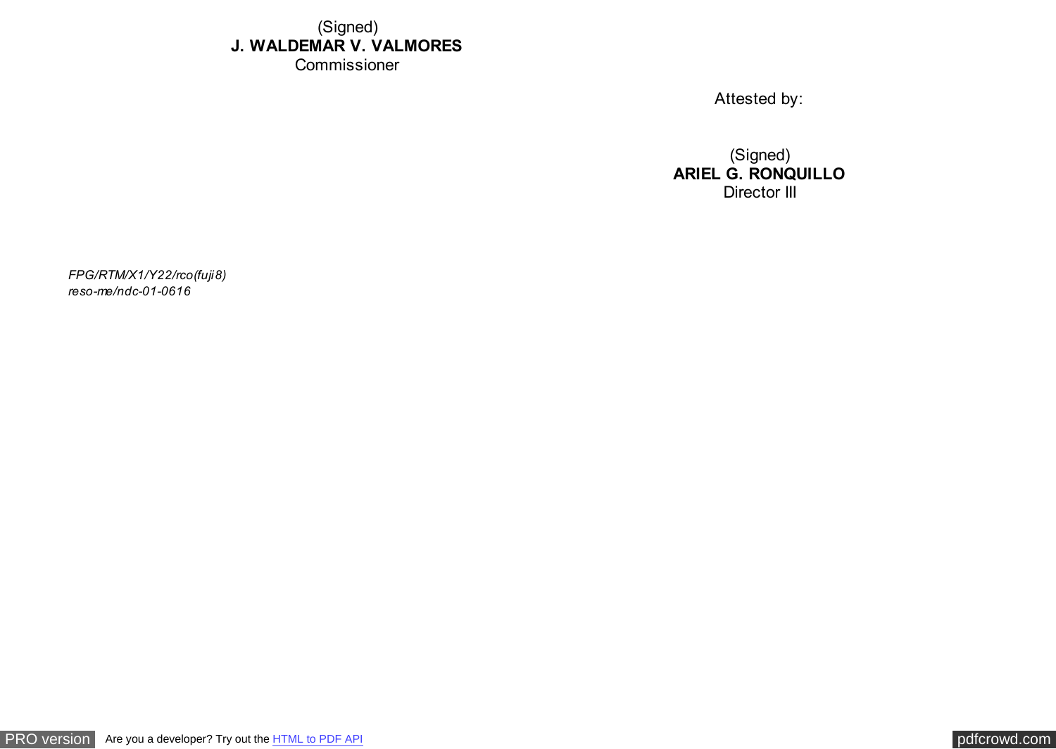(Signed)
**J. WALDEMAR V. VALMORES**
Commissioner

Attested by:

(Signed)
**ARIEL G. RONQUILLO**
Director III

*FPG/RTM/X1/Y22/rco(fuji8)*
*reso-me/ndc-01-0616*